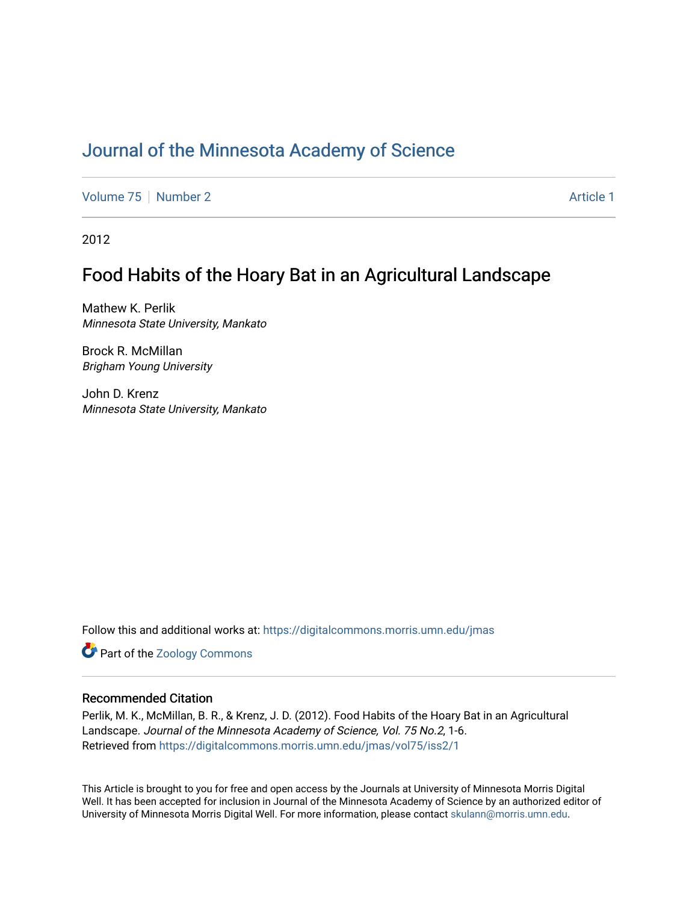# Journal of the Minnesota Academy of Science

Volume 75 | Number 2 Article 1

2012

## Food Habits of the Hoary Bat in an Agricultural Landscape

Mathew K. Perlik
*Minnesota State University, Mankato*

Brock R. McMillan
*Brigham Young University*

John D. Krenz
*Minnesota State University, Mankato*

Follow this and additional works at: https://digitalcommons.morris.umn.edu/jmas

Part of the Zoology Commons

### Recommended Citation

Perlik, M. K., McMillan, B. R., & Krenz, J. D. (2012). Food Habits of the Hoary Bat in an Agricultural Landscape. *Journal of the Minnesota Academy of Science, Vol. 75 No.2*, 1-6.
Retrieved from https://digitalcommons.morris.umn.edu/jmas/vol75/iss2/1

This Article is brought to you for free and open access by the Journals at University of Minnesota Morris Digital Well. It has been accepted for inclusion in Journal of the Minnesota Academy of Science by an authorized editor of University of Minnesota Morris Digital Well. For more information, please contact skulann@morris.umn.edu.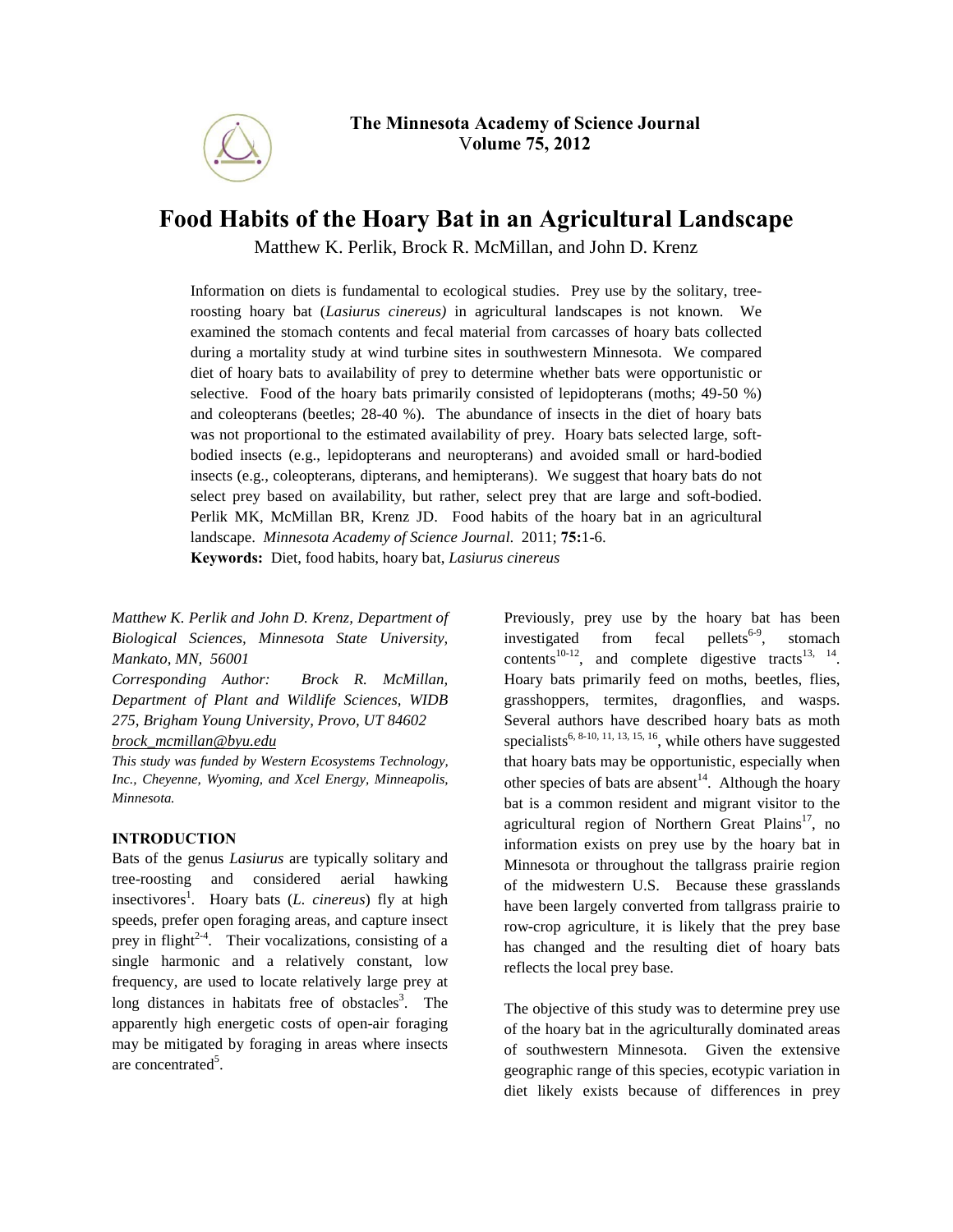# Food Habits of the Hoary Bat in an Agricultural Landscape

Matthew K. Perlik, Brock R. McMillan, and John D. Krenz

Information on diets is fundamental to ecological studies. Prey use by the solitary, tree-roosting hoary bat (*Lasiurus cinereus)* in agricultural landscapes is not known. We examined the stomach contents and fecal material from carcasses of hoary bats collected during a mortality study at wind turbine sites in southwestern Minnesota. We compared diet of hoary bats to availability of prey to determine whether bats were opportunistic or selective. Food of the hoary bats primarily consisted of lepidopterans (moths; 49-50 %) and coleopterans (beetles; 28-40 %). The abundance of insects in the diet of hoary bats was not proportional to the estimated availability of prey. Hoary bats selected large, soft-bodied insects (e.g., lepidopterans and neuropterans) and avoided small or hard-bodied insects (e.g., coleopterans, dipterans, and hemipterans). We suggest that hoary bats do not select prey based on availability, but rather, select prey that are large and soft-bodied. Perlik MK, McMillan BR, Krenz JD. Food habits of the hoary bat in an agricultural landscape. *Minnesota Academy of Science Journal.* 2011; **75:**1-6.

**Keywords:** Diet, food habits, hoary bat, *Lasiurus cinereus*

*Matthew K. Perlik and John D. Krenz, Department of Biological Sciences, Minnesota State University, Mankato, MN, 56001*

*Corresponding Author: Brock R. McMillan, Department of Plant and Wildlife Sciences, WIDB 275, Brigham Young University, Provo, UT 84602*
*brock_mcmillan@byu.edu*

*This study was funded by Western Ecosystems Technology, Inc., Cheyenne, Wyoming, and Xcel Energy, Minneapolis, Minnesota.*

## INTRODUCTION

Bats of the genus *Lasiurus* are typically solitary and tree-roosting and considered aerial hawking insectivores[1]. Hoary bats (*L. cinereus*) fly at high speeds, prefer open foraging areas, and capture insect prey in flight[2-4]. Their vocalizations, consisting of a single harmonic and a relatively constant, low frequency, are used to locate relatively large prey at long distances in habitats free of obstacles[3]. The apparently high energetic costs of open-air foraging may be mitigated by foraging in areas where insects are concentrated[5].

Previously, prey use by the hoary bat has been investigated from fecal pellets[6-9], stomach contents[10-12], and complete digestive tracts[13, 14]. Hoary bats primarily feed on moths, beetles, flies, grasshoppers, termites, dragonflies, and wasps. Several authors have described hoary bats as moth specialists[6, 8-10, 11, 13, 15, 16], while others have suggested that hoary bats may be opportunistic, especially when other species of bats are absent[14]. Although the hoary bat is a common resident and migrant visitor to the agricultural region of Northern Great Plains[17], no information exists on prey use by the hoary bat in Minnesota or throughout the tallgrass prairie region of the midwestern U.S. Because these grasslands have been largely converted from tallgrass prairie to row-crop agriculture, it is likely that the prey base has changed and the resulting diet of hoary bats reflects the local prey base.

The objective of this study was to determine prey use of the hoary bat in the agriculturally dominated areas of southwestern Minnesota. Given the extensive geographic range of this species, ecotypic variation in diet likely exists because of differences in prey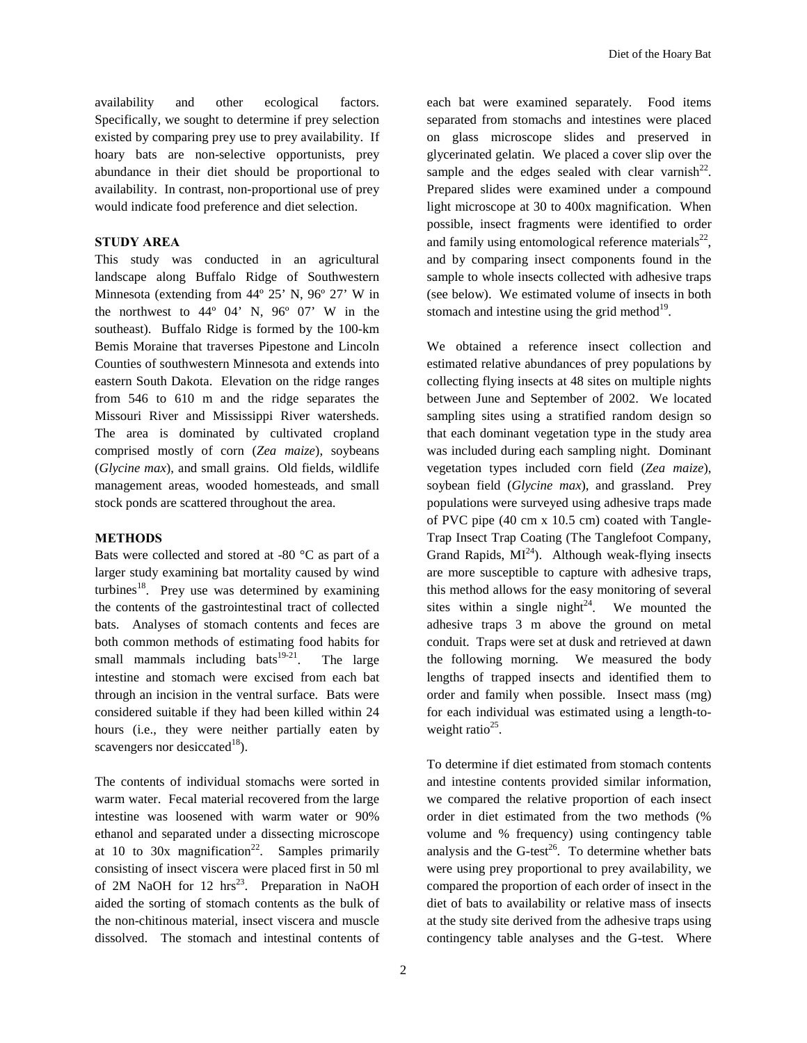availability and other ecological factors. Specifically, we sought to determine if prey selection existed by comparing prey use to prey availability. If hoary bats are non-selective opportunists, prey abundance in their diet should be proportional to availability. In contrast, non-proportional use of prey would indicate food preference and diet selection.

## STUDY AREA

This study was conducted in an agricultural landscape along Buffalo Ridge of Southwestern Minnesota (extending from 44º 25' N, 96º 27' W in the northwest to 44º 04' N, 96º 07' W in the southeast). Buffalo Ridge is formed by the 100-km Bemis Moraine that traverses Pipestone and Lincoln Counties of southwestern Minnesota and extends into eastern South Dakota. Elevation on the ridge ranges from 546 to 610 m and the ridge separates the Missouri River and Mississippi River watersheds. The area is dominated by cultivated cropland comprised mostly of corn (*Zea maize*), soybeans (*Glycine max*), and small grains. Old fields, wildlife management areas, wooded homesteads, and small stock ponds are scattered throughout the area.

## METHODS

Bats were collected and stored at -80 °C as part of a larger study examining bat mortality caused by wind turbines[18]. Prey use was determined by examining the contents of the gastrointestinal tract of collected bats. Analyses of stomach contents and feces are both common methods of estimating food habits for small mammals including bats[19-21]. The large intestine and stomach were excised from each bat through an incision in the ventral surface. Bats were considered suitable if they had been killed within 24 hours (i.e., they were neither partially eaten by scavengers nor desiccated[18]).

The contents of individual stomachs were sorted in warm water. Fecal material recovered from the large intestine was loosened with warm water or 90% ethanol and separated under a dissecting microscope at 10 to 30x magnification[22]. Samples primarily consisting of insect viscera were placed first in 50 ml of 2M NaOH for 12 hrs[23]. Preparation in NaOH aided the sorting of stomach contents as the bulk of the non-chitinous material, insect viscera and muscle dissolved. The stomach and intestinal contents of each bat were examined separately. Food items separated from stomachs and intestines were placed on glass microscope slides and preserved in glycerinated gelatin. We placed a cover slip over the sample and the edges sealed with clear varnish[22]. Prepared slides were examined under a compound light microscope at 30 to 400x magnification. When possible, insect fragments were identified to order and family using entomological reference materials[22], and by comparing insect components found in the sample to whole insects collected with adhesive traps (see below). We estimated volume of insects in both stomach and intestine using the grid method[19].

We obtained a reference insect collection and estimated relative abundances of prey populations by collecting flying insects at 48 sites on multiple nights between June and September of 2002. We located sampling sites using a stratified random design so that each dominant vegetation type in the study area was included during each sampling night. Dominant vegetation types included corn field (*Zea maize*), soybean field (*Glycine max*), and grassland. Prey populations were surveyed using adhesive traps made of PVC pipe (40 cm x 10.5 cm) coated with Tangle-Trap Insect Trap Coating (The Tanglefoot Company, Grand Rapids, MI[24]). Although weak-flying insects are more susceptible to capture with adhesive traps, this method allows for the easy monitoring of several sites within a single night[24]. We mounted the adhesive traps 3 m above the ground on metal conduit. Traps were set at dusk and retrieved at dawn the following morning. We measured the body lengths of trapped insects and identified them to order and family when possible. Insect mass (mg) for each individual was estimated using a length-to-weight ratio[25].

To determine if diet estimated from stomach contents and intestine contents provided similar information, we compared the relative proportion of each insect order in diet estimated from the two methods (% volume and % frequency) using contingency table analysis and the G-test[26]. To determine whether bats were using prey proportional to prey availability, we compared the proportion of each order of insect in the diet of bats to availability or relative mass of insects at the study site derived from the adhesive traps using contingency table analyses and the G-test. Where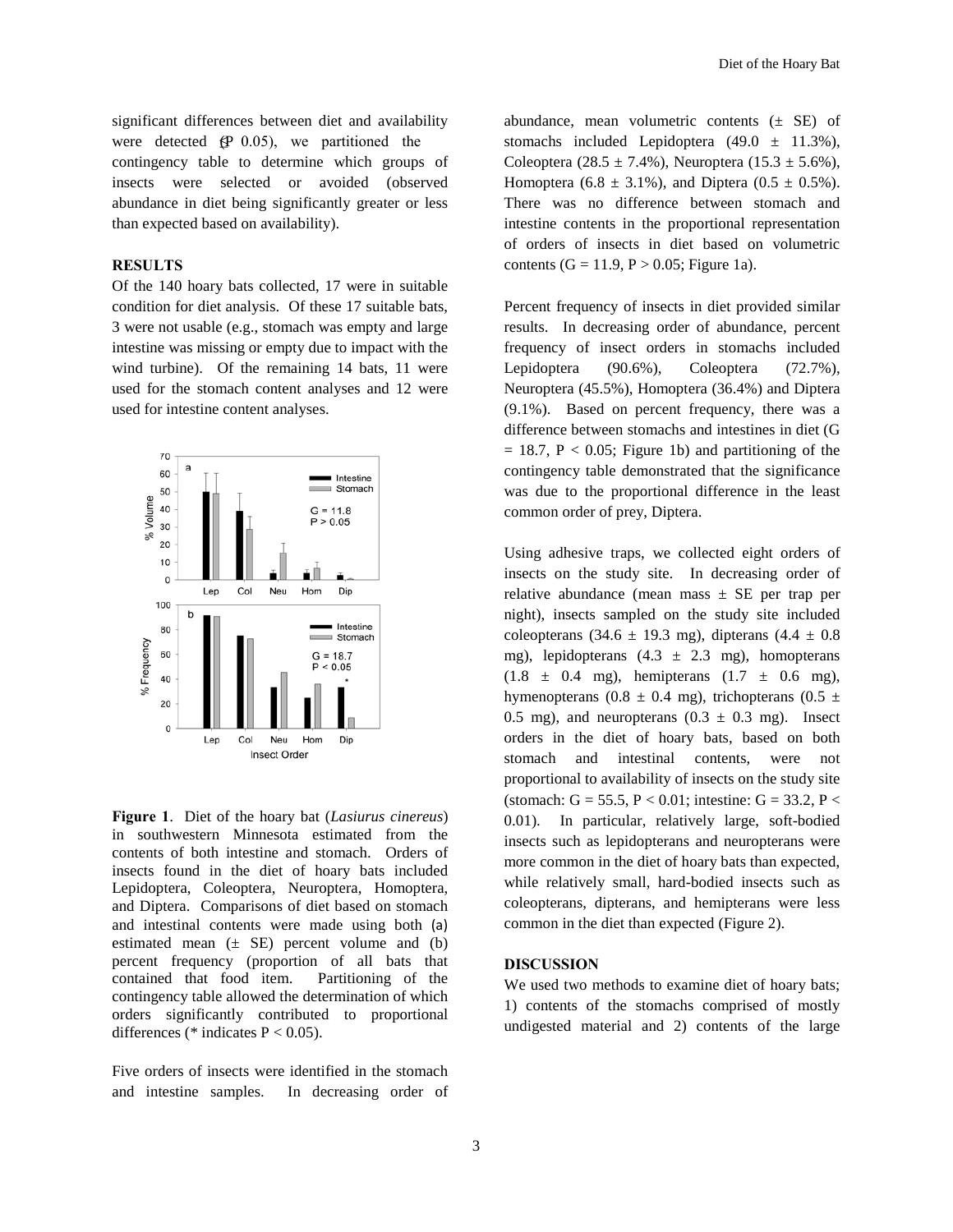significant differences between diet and availability were detected ($P \leq 0.05$), we partitioned the contingency table to determine which groups of insects were selected or avoided (observed abundance in diet being significantly greater or less than expected based on availability).

## RESULTS

Of the 140 hoary bats collected, 17 were in suitable condition for diet analysis. Of these 17 suitable bats, 3 were not usable (e.g., stomach was empty and large intestine was missing or empty due to impact with the wind turbine). Of the remaining 14 bats, 11 were used for the stomach content analyses and 12 were used for intestine content analyses.

**Figure 1**. Diet of the hoary bat (*Lasiurus cinereus*) in southwestern Minnesota estimated from the contents of both intestine and stomach. Orders of insects found in the diet of hoary bats included Lepidoptera, Coleoptera, Neuroptera, Homoptera, and Diptera. Comparisons of diet based on stomach and intestinal contents were made using both (a) estimated mean (± SE) percent volume and (b) percent frequency (proportion of all bats that contained that food item. Partitioning of the contingency table allowed the determination of which orders significantly contributed to proportional differences (* indicates $P < 0.05$).

Five orders of insects were identified in the stomach and intestine samples. In decreasing order of abundance, mean volumetric contents (± SE) of stomachs included Lepidoptera (49.0 ± 11.3%), Coleoptera (28.5 ± 7.4%), Neuroptera (15.3 ± 5.6%), Homoptera (6.8 ± 3.1%), and Diptera (0.5 ± 0.5%). There was no difference between stomach and intestine contents in the proportional representation of orders of insects in diet based on volumetric contents ($G = 11.9$, $P > 0.05$; Figure 1a).

Percent frequency of insects in diet provided similar results. In decreasing order of abundance, percent frequency of insect orders in stomachs included Lepidoptera (90.6%), Coleoptera (72.7%), Neuroptera (45.5%), Homoptera (36.4%) and Diptera (9.1%). Based on percent frequency, there was a difference between stomachs and intestines in diet ($G = 18.7$, $P < 0.05$; Figure 1b) and partitioning of the contingency table demonstrated that the significance was due to the proportional difference in the least common order of prey, Diptera.

Using adhesive traps, we collected eight orders of insects on the study site. In decreasing order of relative abundance (mean mass ± SE per trap per night), insects sampled on the study site included coleopterans (34.6 ± 19.3 mg), dipterans (4.4 ± 0.8 mg), lepidopterans (4.3 ± 2.3 mg), homopterans (1.8 ± 0.4 mg), hemipterans (1.7 ± 0.6 mg), hymenopterans (0.8 ± 0.4 mg), trichopterans (0.5 ± 0.5 mg), and neuropterans (0.3 ± 0.3 mg). Insect orders in the diet of hoary bats, based on both stomach and intestinal contents, were not proportional to availability of insects on the study site (stomach: $G = 55.5$, $P < 0.01$; intestine: $G = 33.2$, $P < 0.01$). In particular, relatively large, soft-bodied insects such as lepidopterans and neuropterans were more common in the diet of hoary bats than expected, while relatively small, hard-bodied insects such as coleopterans, dipterans, and hemipterans were less common in the diet than expected (Figure 2).

## DISCUSSION

We used two methods to examine diet of hoary bats; 1) contents of the stomachs comprised of mostly undigested material and 2) contents of the large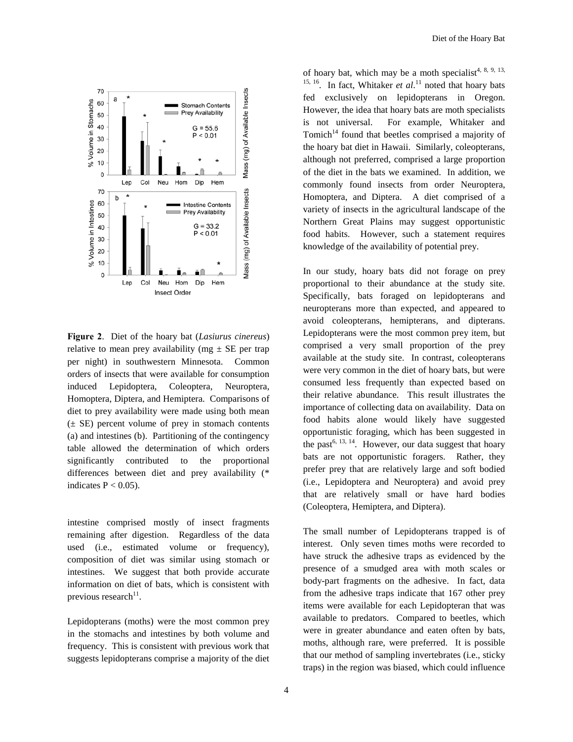**Figure 2**. Diet of the hoary bat (*Lasiurus cinereus*) relative to mean prey availability (mg ± SE per trap per night) in southwestern Minnesota. Common orders of insects that were available for consumption induced Lepidoptera, Coleoptera, Neuroptera, Homoptera, Diptera, and Hemiptera. Comparisons of diet to prey availability were made using both mean (± SE) percent volume of prey in stomach contents (a) and intestines (b). Partitioning of the contingency table allowed the determination of which orders significantly contributed to the proportional differences between diet and prey availability (* indicates P < 0.05).

intestine comprised mostly of insect fragments remaining after digestion. Regardless of the data used (i.e., estimated volume or frequency), composition of diet was similar using stomach or intestines. We suggest that both provide accurate information on diet of bats, which is consistent with previous research[11].

Lepidopterans (moths) were the most common prey in the stomachs and intestines by both volume and frequency. This is consistent with previous work that suggests lepidopterans comprise a majority of the diet of hoary bat, which may be a moth specialist[4, 8, 9, 13, 15, 16]. In fact, Whitaker *et al*.[11] noted that hoary bats fed exclusively on lepidopterans in Oregon. However, the idea that hoary bats are moth specialists is not universal. For example, Whitaker and Tomich[14] found that beetles comprised a majority of the hoary bat diet in Hawaii. Similarly, coleopterans, although not preferred, comprised a large proportion of the diet in the bats we examined. In addition, we commonly found insects from order Neuroptera, Homoptera, and Diptera. A diet comprised of a variety of insects in the agricultural landscape of the Northern Great Plains may suggest opportunistic food habits. However, such a statement requires knowledge of the availability of potential prey.

In our study, hoary bats did not forage on prey proportional to their abundance at the study site. Specifically, bats foraged on lepidopterans and neuropterans more than expected, and appeared to avoid coleopterans, hemipterans, and dipterans. Lepidopterans were the most common prey item, but comprised a very small proportion of the prey available at the study site. In contrast, coleopterans were very common in the diet of hoary bats, but were consumed less frequently than expected based on their relative abundance. This result illustrates the importance of collecting data on availability. Data on food habits alone would likely have suggested opportunistic foraging, which has been suggested in the past[6, 13, 14]. However, our data suggest that hoary bats are not opportunistic foragers. Rather, they prefer prey that are relatively large and soft bodied (i.e., Lepidoptera and Neuroptera) and avoid prey that are relatively small or have hard bodies (Coleoptera, Hemiptera, and Diptera).

The small number of Lepidopterans trapped is of interest. Only seven times moths were recorded to have struck the adhesive traps as evidenced by the presence of a smudged area with moth scales or body-part fragments on the adhesive. In fact, data from the adhesive traps indicate that 167 other prey items were available for each Lepidopteran that was available to predators. Compared to beetles, which were in greater abundance and eaten often by bats, moths, although rare, were preferred. It is possible that our method of sampling invertebrates (i.e., sticky traps) in the region was biased, which could influence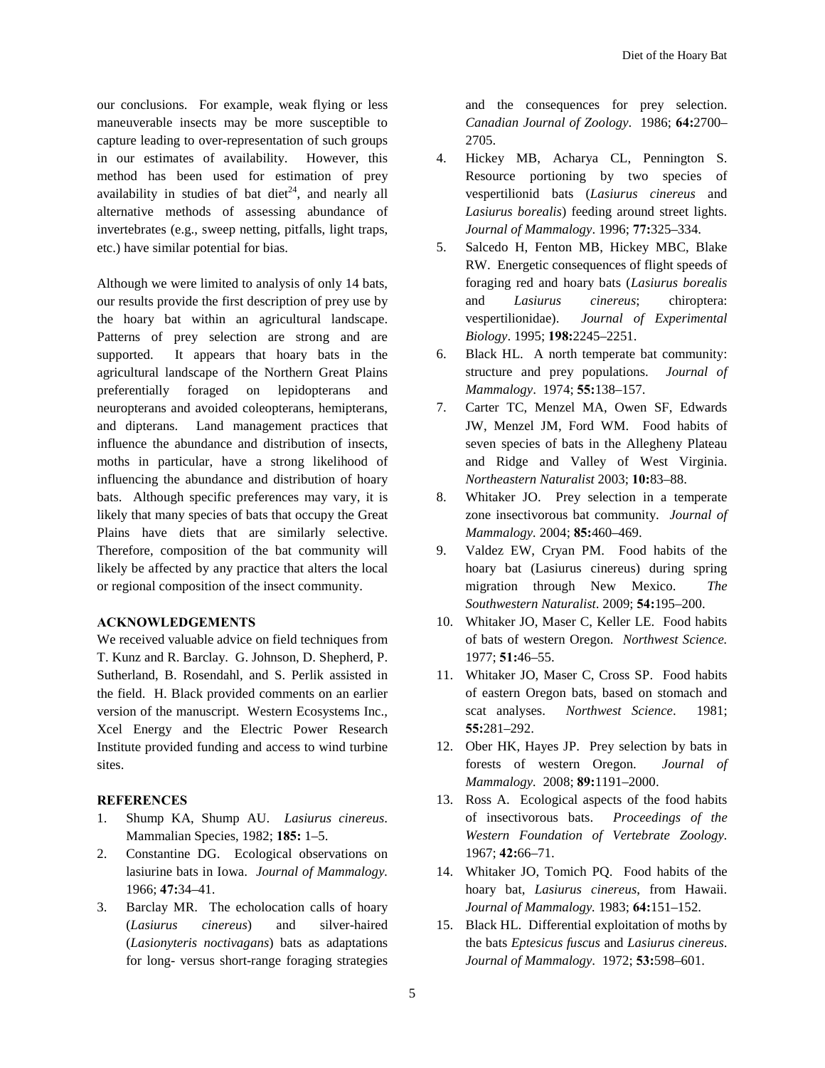our conclusions. For example, weak flying or less maneuverable insects may be more susceptible to capture leading to over-representation of such groups in our estimates of availability. However, this method has been used for estimation of prey availability in studies of bat diet[24], and nearly all alternative methods of assessing abundance of invertebrates (e.g., sweep netting, pitfalls, light traps, etc.) have similar potential for bias.

Although we were limited to analysis of only 14 bats, our results provide the first description of prey use by the hoary bat within an agricultural landscape. Patterns of prey selection are strong and are supported. It appears that hoary bats in the agricultural landscape of the Northern Great Plains preferentially foraged on lepidopterans and neuropterans and avoided coleopterans, hemipterans, and dipterans. Land management practices that influence the abundance and distribution of insects, moths in particular, have a strong likelihood of influencing the abundance and distribution of hoary bats. Although specific preferences may vary, it is likely that many species of bats that occupy the Great Plains have diets that are similarly selective. Therefore, composition of the bat community will likely be affected by any practice that alters the local or regional composition of the insect community.

## ACKNOWLEDGEMENTS

We received valuable advice on field techniques from T. Kunz and R. Barclay. G. Johnson, D. Shepherd, P. Sutherland, B. Rosendahl, and S. Perlik assisted in the field. H. Black provided comments on an earlier version of the manuscript. Western Ecosystems Inc., Xcel Energy and the Electric Power Research Institute provided funding and access to wind turbine sites.

## REFERENCES

1. Shump KA, Shump AU. *Lasiurus cinereus*. Mammalian Species, 1982; **185:** 1–5.
2. Constantine DG. Ecological observations on lasiurine bats in Iowa. *Journal of Mammalogy.* 1966; **47:**34–41.
3. Barclay MR. The echolocation calls of hoary (*Lasiurus cinereus*) and silver-haired (*Lasionyteris noctivagans*) bats as adaptations for long- versus short-range foraging strategies and the consequences for prey selection. *Canadian Journal of Zoology*. 1986; **64:**2700–2705.
4. Hickey MB, Acharya CL, Pennington S. Resource portioning by two species of vespertilionid bats (*Lasiurus cinereus* and *Lasiurus borealis*) feeding around street lights. *Journal of Mammalogy*. 1996; **77:**325–334.
5. Salcedo H, Fenton MB, Hickey MBC, Blake RW. Energetic consequences of flight speeds of foraging red and hoary bats (*Lasiurus borealis* and *Lasiurus cinereus*; chiroptera: vespertilionidae). *Journal of Experimental Biology*. 1995; **198:**2245–2251.
6. Black HL. A north temperate bat community: structure and prey populations. *Journal of Mammalogy*. 1974; **55:**138–157.
7. Carter TC, Menzel MA, Owen SF, Edwards JW, Menzel JM, Ford WM. Food habits of seven species of bats in the Allegheny Plateau and Ridge and Valley of West Virginia. *Northeastern Naturalist* 2003; **10:**83–88.
8. Whitaker JO. Prey selection in a temperate zone insectivorous bat community. *Journal of Mammalogy*. 2004; **85:**460–469.
9. Valdez EW, Cryan PM. Food habits of the hoary bat (Lasiurus cinereus) during spring migration through New Mexico. *The Southwestern Naturalist*. 2009; **54:**195–200.
10. Whitaker JO, Maser C, Keller LE. Food habits of bats of western Oregon. *Northwest Science.* 1977; **51:**46–55.
11. Whitaker JO, Maser C, Cross SP. Food habits of eastern Oregon bats, based on stomach and scat analyses. *Northwest Science*. 1981; **55:**281–292.
12. Ober HK, Hayes JP. Prey selection by bats in forests of western Oregon. *Journal of Mammalogy*. 2008; **89:**1191–2000.
13. Ross A. Ecological aspects of the food habits of insectivorous bats. *Proceedings of the Western Foundation of Vertebrate Zoology.* 1967; **42:**66–71.
14. Whitaker JO, Tomich PQ. Food habits of the hoary bat, *Lasiurus cinereus*, from Hawaii. *Journal of Mammalogy.* 1983; **64:**151–152.
15. Black HL. Differential exploitation of moths by the bats *Eptesicus fuscus* and *Lasiurus cinereus*. *Journal of Mammalogy*. 1972; **53:**598–601.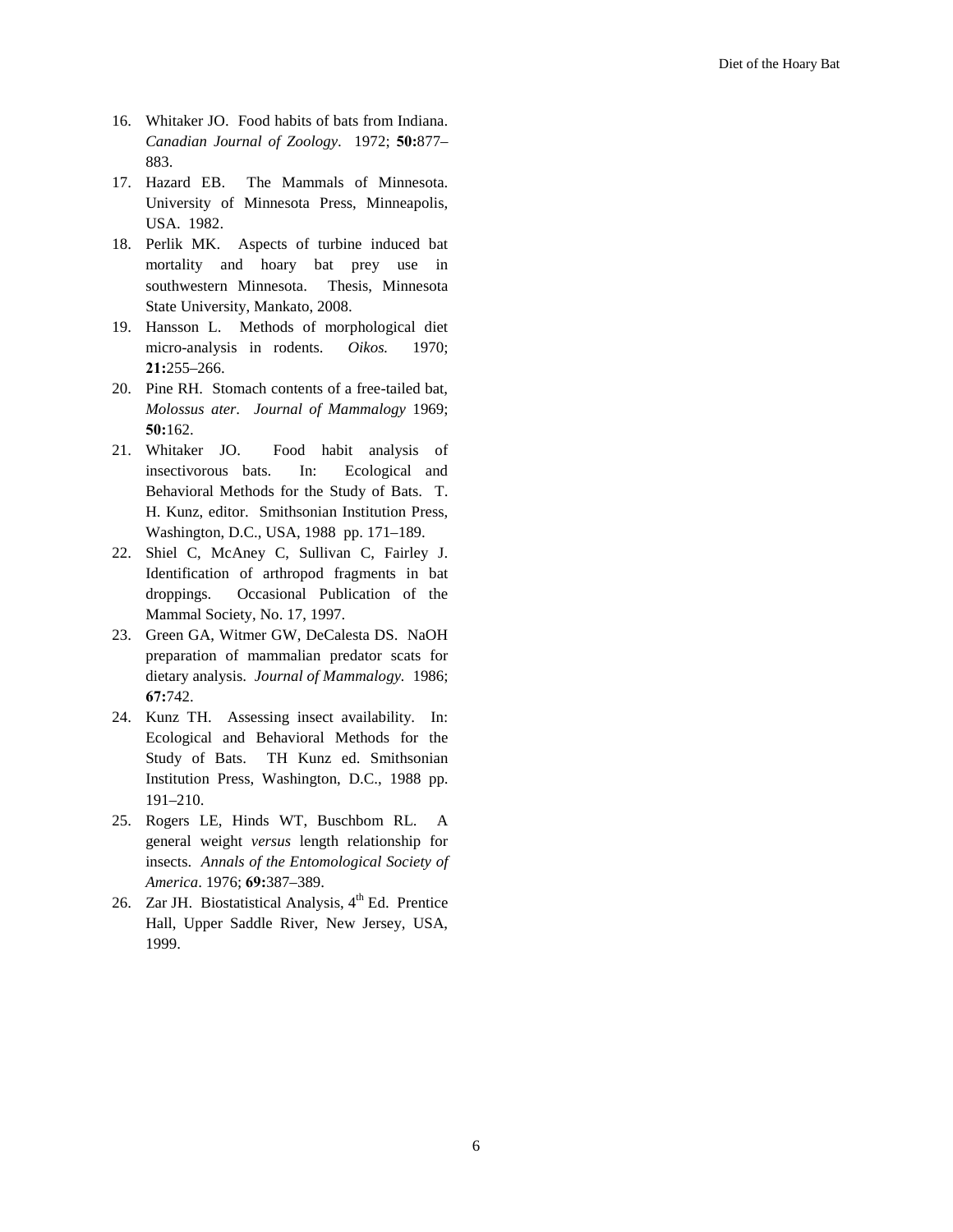16. Whitaker JO. Food habits of bats from Indiana. *Canadian Journal of Zoology*. 1972; **50:**877–883.
17. Hazard EB. The Mammals of Minnesota. University of Minnesota Press, Minneapolis, USA. 1982.
18. Perlik MK. Aspects of turbine induced bat mortality and hoary bat prey use in southwestern Minnesota. Thesis, Minnesota State University, Mankato, 2008.
19. Hansson L. Methods of morphological diet micro-analysis in rodents. *Oikos.* 1970; **21:**255–266.
20. Pine RH. Stomach contents of a free-tailed bat, *Molossus ater*. *Journal of Mammalogy* 1969; **50:**162.
21. Whitaker JO. Food habit analysis of insectivorous bats. In: Ecological and Behavioral Methods for the Study of Bats. T. H. Kunz, editor. Smithsonian Institution Press, Washington, D.C., USA, 1988 pp. 171–189.
22. Shiel C, McAney C, Sullivan C, Fairley J. Identification of arthropod fragments in bat droppings. Occasional Publication of the Mammal Society, No. 17, 1997.
23. Green GA, Witmer GW, DeCalesta DS. NaOH preparation of mammalian predator scats for dietary analysis. *Journal of Mammalogy.* 1986; **67:**742.
24. Kunz TH. Assessing insect availability. In: Ecological and Behavioral Methods for the Study of Bats. TH Kunz ed. Smithsonian Institution Press, Washington, D.C., 1988 pp. 191–210.
25. Rogers LE, Hinds WT, Buschbom RL. A general weight *versus* length relationship for insects. *Annals of the Entomological Society of America*. 1976; **69:**387–389.
26. Zar JH. Biostatistical Analysis, 4th Ed. Prentice Hall, Upper Saddle River, New Jersey, USA, 1999.